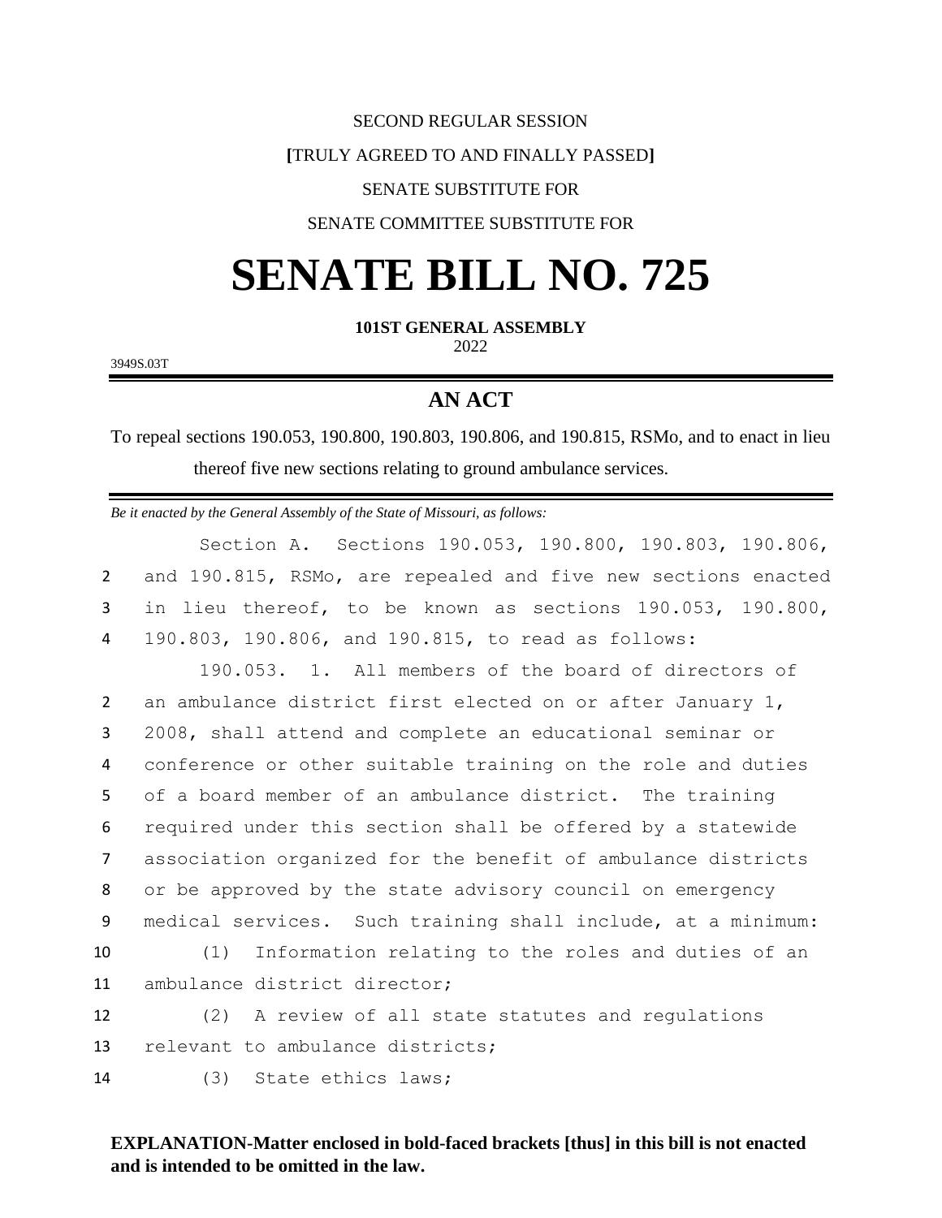SECOND REGULAR SESSION

**[**TRULY AGREED TO AND FINALLY PASSED**]**

SENATE SUBSTITUTE FOR

SENATE COMMITTEE SUBSTITUTE FOR

# SENATE BILL NO. 725

**101ST GENERAL ASSEMBLY**

2022

3949S.03T

## AN ACT

To repeal sections 190.053, 190.800, 190.803, 190.806, and 190.815, RSMo, and to enact in lieu thereof five new sections relating to ground ambulance services.

*Be it enacted by the General Assembly of the State of Missouri, as follows:*

Section A. Sections 190.053, 190.800, 190.803, 190.806, and 190.815, RSMo, are repealed and five new sections enacted in lieu thereof, to be known as sections 190.053, 190.800, 190.803, 190.806, and 190.815, to read as follows:

190.053. 1. All members of the board of directors of an ambulance district first elected on or after January 1, 2008, shall attend and complete an educational seminar or conference or other suitable training on the role and duties of a board member of an ambulance district. The training required under this section shall be offered by a statewide association organized for the benefit of ambulance districts or be approved by the state advisory council on emergency medical services. Such training shall include, at a minimum:

(1) Information relating to the roles and duties of an ambulance district director;

(2) A review of all state statutes and regulations relevant to ambulance districts;

(3) State ethics laws;

**EXPLANATION-Matter enclosed in bold-faced brackets [thus] in this bill is not enacted and is intended to be omitted in the law.**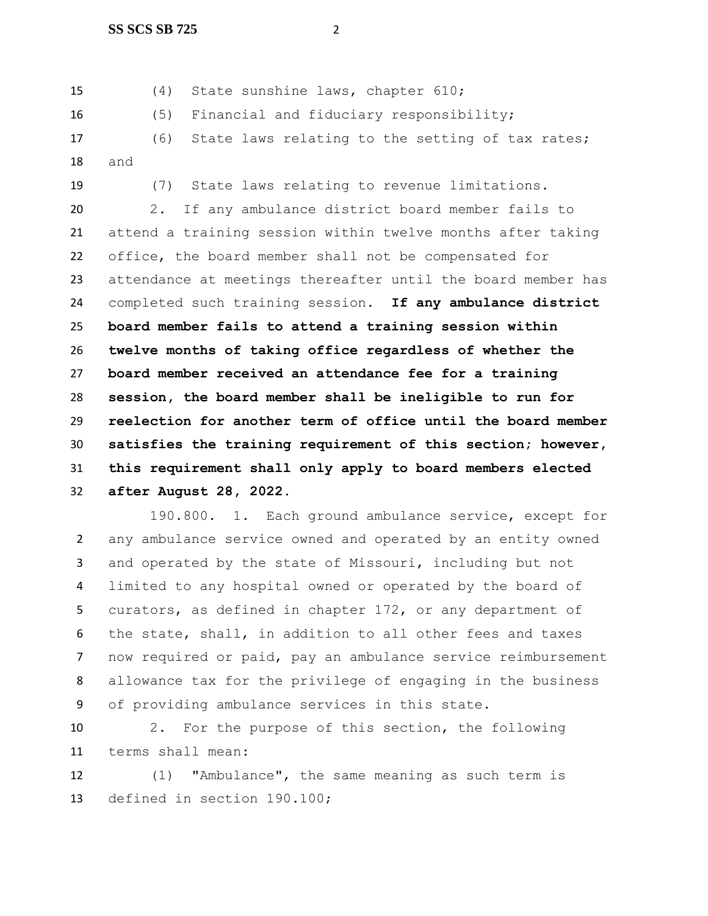(4) State sunshine laws, chapter 610;

(5) Financial and fiduciary responsibility;

(6) State laws relating to the setting of tax rates; and

(7) State laws relating to revenue limitations.

2. If any ambulance district board member fails to attend a training session within twelve months after taking office, the board member shall not be compensated for attendance at meetings thereafter until the board member has completed such training session. **If any ambulance district board member fails to attend a training session within twelve months of taking office regardless of whether the board member received an attendance fee for a training session, the board member shall be ineligible to run for reelection for another term of office until the board member satisfies the training requirement of this section; however, this requirement shall only apply to board members elected after August 28, 2022.**

190.800. 1. Each ground ambulance service, except for any ambulance service owned and operated by an entity owned and operated by the state of Missouri, including but not limited to any hospital owned or operated by the board of curators, as defined in chapter 172, or any department of the state, shall, in addition to all other fees and taxes now required or paid, pay an ambulance service reimbursement allowance tax for the privilege of engaging in the business of providing ambulance services in this state.

2. For the purpose of this section, the following terms shall mean:

(1) "Ambulance", the same meaning as such term is defined in section 190.100;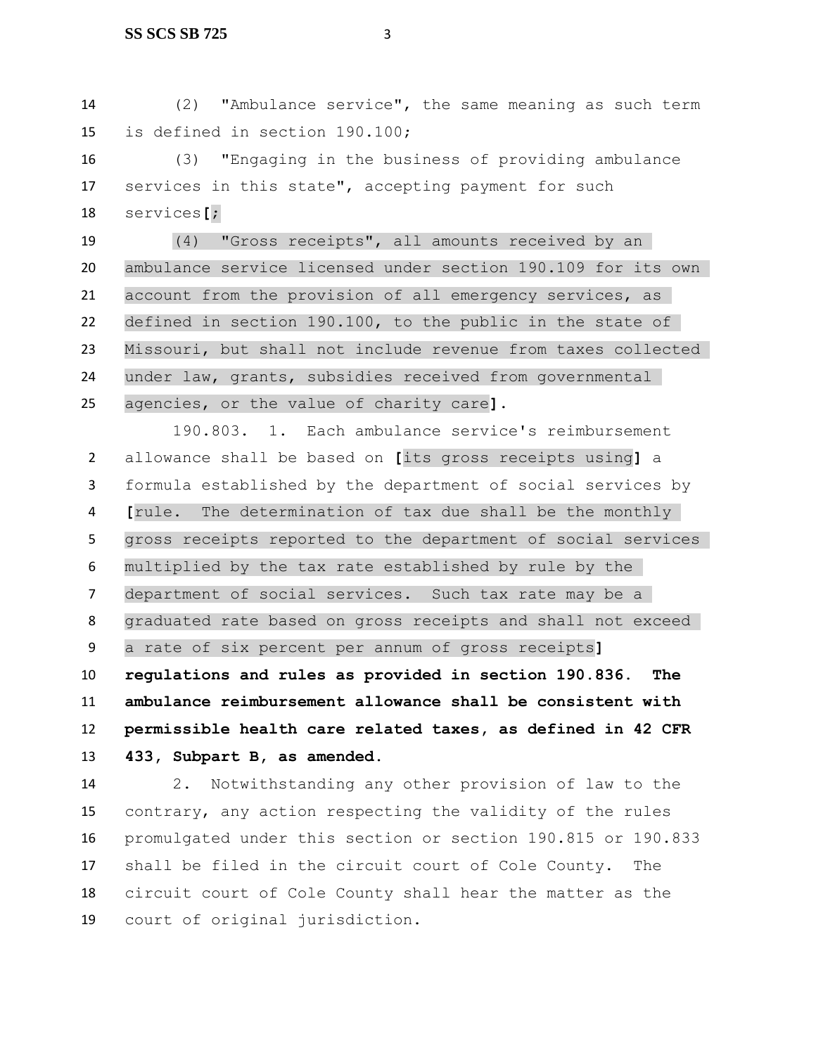(2) "Ambulance service", the same meaning as such term is defined in section 190.100;

(3) "Engaging in the business of providing ambulance services in this state", accepting payment for such services[;

(4) "Gross receipts", all amounts received by an ambulance service licensed under section 190.109 for its own account from the provision of all emergency services, as defined in section 190.100, to the public in the state of Missouri, but shall not include revenue from taxes collected under law, grants, subsidies received from governmental agencies, or the value of charity care].

190.803. 1. Each ambulance service's reimbursement allowance shall be based on [its gross receipts using] a formula established by the department of social services by [rule. The determination of tax due shall be the monthly gross receipts reported to the department of social services multiplied by the tax rate established by rule by the department of social services. Such tax rate may be a graduated rate based on gross receipts and shall not exceed a rate of six percent per annum of gross receipts] **regulations and rules as provided in section 190.836. The ambulance reimbursement allowance shall be consistent with permissible health care related taxes, as defined in 42 CFR 433, Subpart B, as amended.**

2. Notwithstanding any other provision of law to the contrary, any action respecting the validity of the rules promulgated under this section or section 190.815 or 190.833 shall be filed in the circuit court of Cole County. The circuit court of Cole County shall hear the matter as the court of original jurisdiction.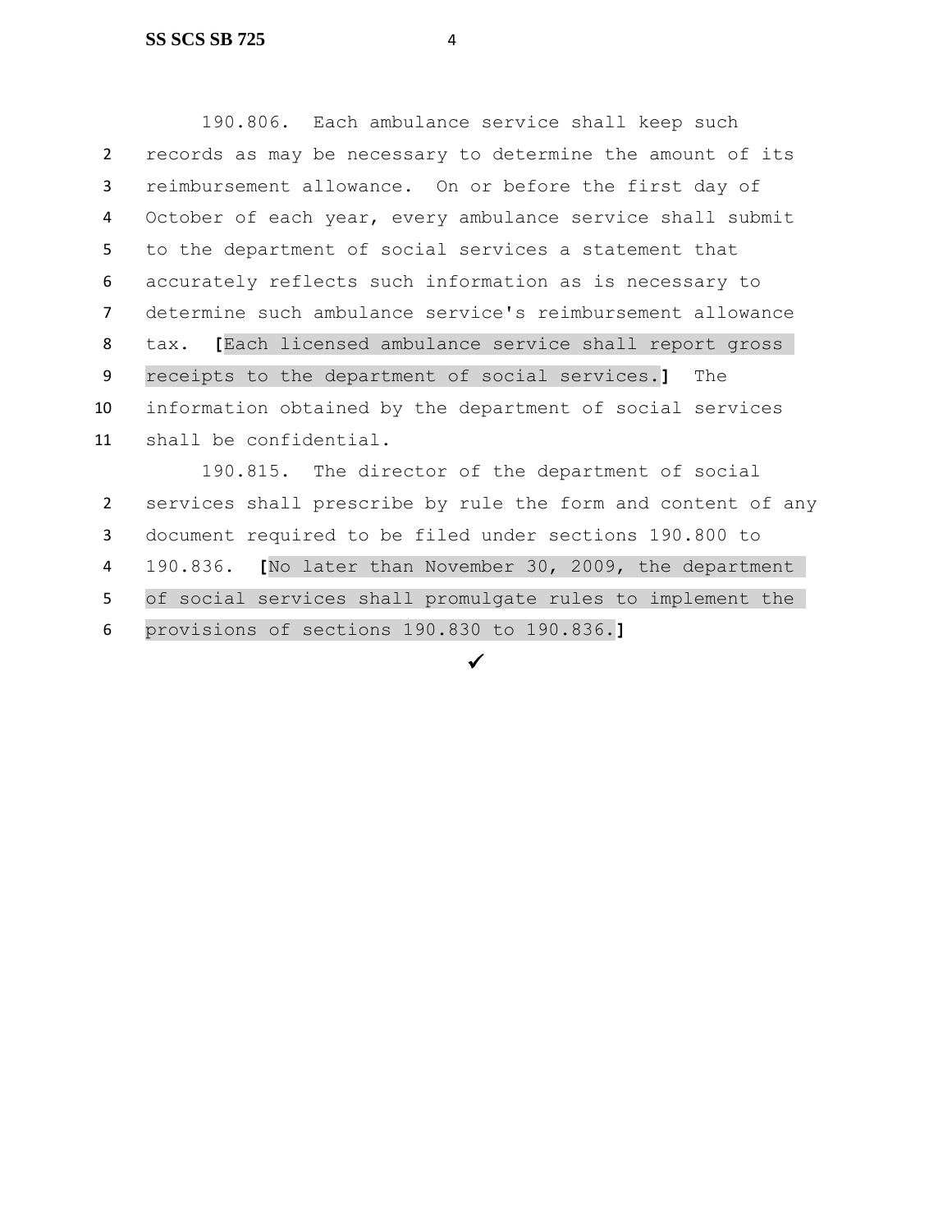190.806. Each ambulance service shall keep such records as may be necessary to determine the amount of its reimbursement allowance. On or before the first day of October of each year, every ambulance service shall submit to the department of social services a statement that accurately reflects such information as is necessary to determine such ambulance service's reimbursement allowance tax. [Each licensed ambulance service shall report gross receipts to the department of social services.] The information obtained by the department of social services shall be confidential.

190.815. The director of the department of social services shall prescribe by rule the form and content of any document required to be filed under sections 190.800 to 190.836. [No later than November 30, 2009, the department of social services shall promulgate rules to implement the provisions of sections 190.830 to 190.836.]

✔